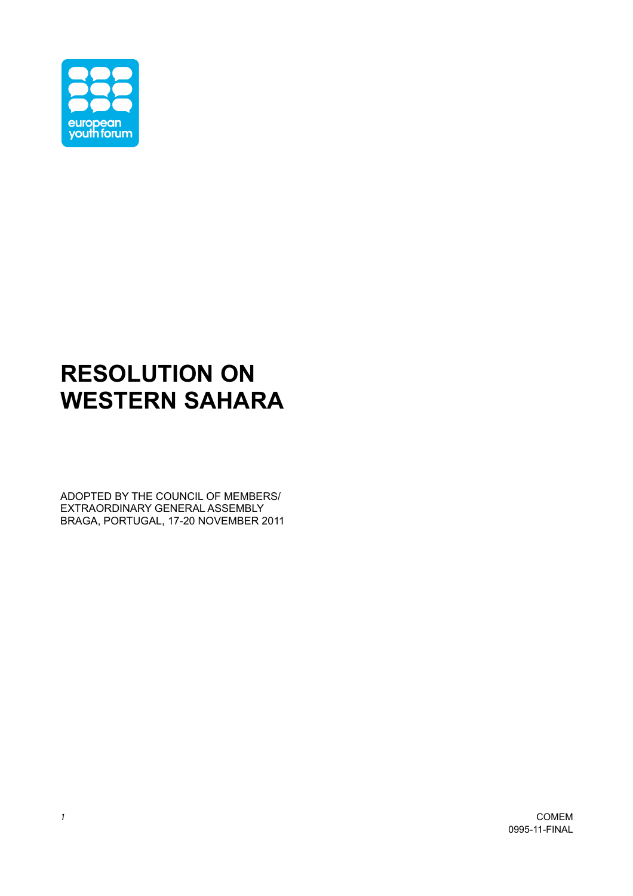# RESOLUTION ON WESTERN SAHARA

ADOPTED BY THE COUNCIL OF MEMBERS/
EXTRAORDINARY GENERAL ASSEMBLY
BRAGA, PORTUGAL, 17-20 NOVEMBER 2011

COMEM
0995-11-FINAL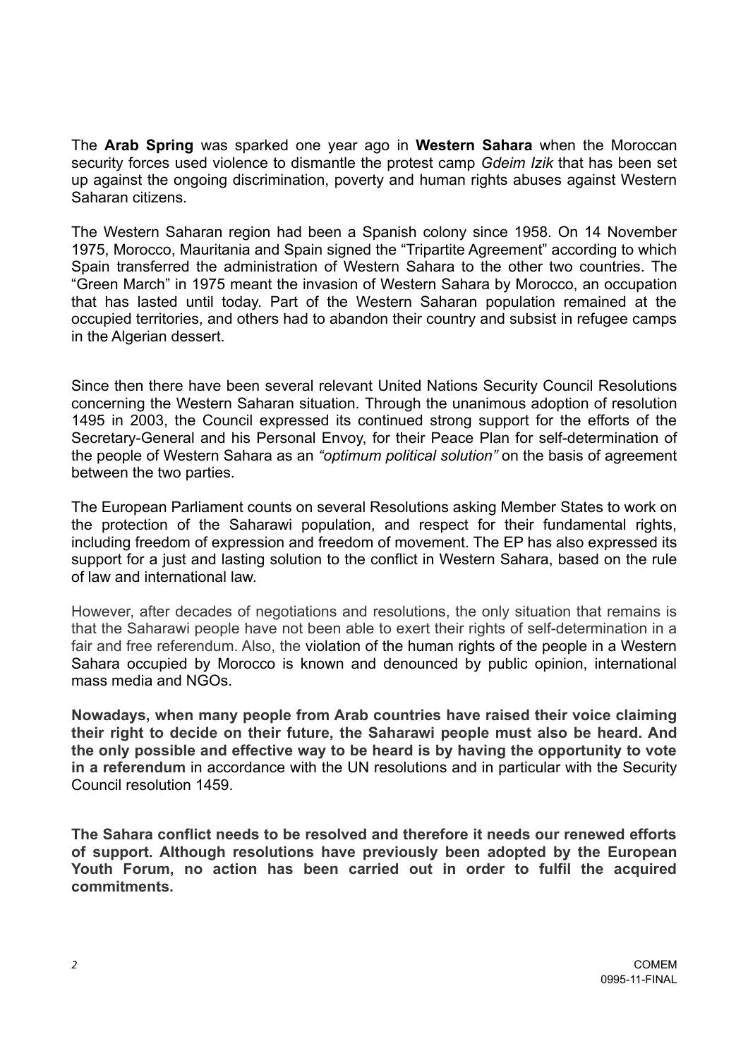The **Arab Spring** was sparked one year ago in **Western Sahara** when the Moroccan security forces used violence to dismantle the protest camp *Gdeim Izik* that has been set up against the ongoing discrimination, poverty and human rights abuses against Western Saharan citizens.

The Western Saharan region had been a Spanish colony since 1958. On 14 November 1975, Morocco, Mauritania and Spain signed the "Tripartite Agreement" according to which Spain transferred the administration of Western Sahara to the other two countries. The "Green March" in 1975 meant the invasion of Western Sahara by Morocco, an occupation that has lasted until today. Part of the Western Saharan population remained at the occupied territories, and others had to abandon their country and subsist in refugee camps in the Algerian dessert.

Since then there have been several relevant United Nations Security Council Resolutions concerning the Western Saharan situation. Through the unanimous adoption of resolution 1495 in 2003, the Council expressed its continued strong support for the efforts of the Secretary-General and his Personal Envoy, for their Peace Plan for self-determination of the people of Western Sahara as an *"optimum political solution"* on the basis of agreement between the two parties.

The European Parliament counts on several Resolutions asking Member States to work on the protection of the Saharawi population, and respect for their fundamental rights, including freedom of expression and freedom of movement. The EP has also expressed its support for a just and lasting solution to the conflict in Western Sahara, based on the rule of law and international law.

However, after decades of negotiations and resolutions, the only situation that remains is that the Saharawi people have not been able to exert their rights of self-determination in a fair and free referendum. Also, the violation of the human rights of the people in a Western Sahara occupied by Morocco is known and denounced by public opinion, international mass media and NGOs.

**Nowadays, when many people from Arab countries have raised their voice claiming their right to decide on their future, the Saharawi people must also be heard. And the only possible and effective way to be heard is by having the opportunity to vote in a referendum** in accordance with the UN resolutions and in particular with the Security Council resolution 1459.

**The Sahara conflict needs to be resolved and therefore it needs our renewed efforts of support. Although resolutions have previously been adopted by the European Youth Forum, no action has been carried out in order to fulfil the acquired commitments.**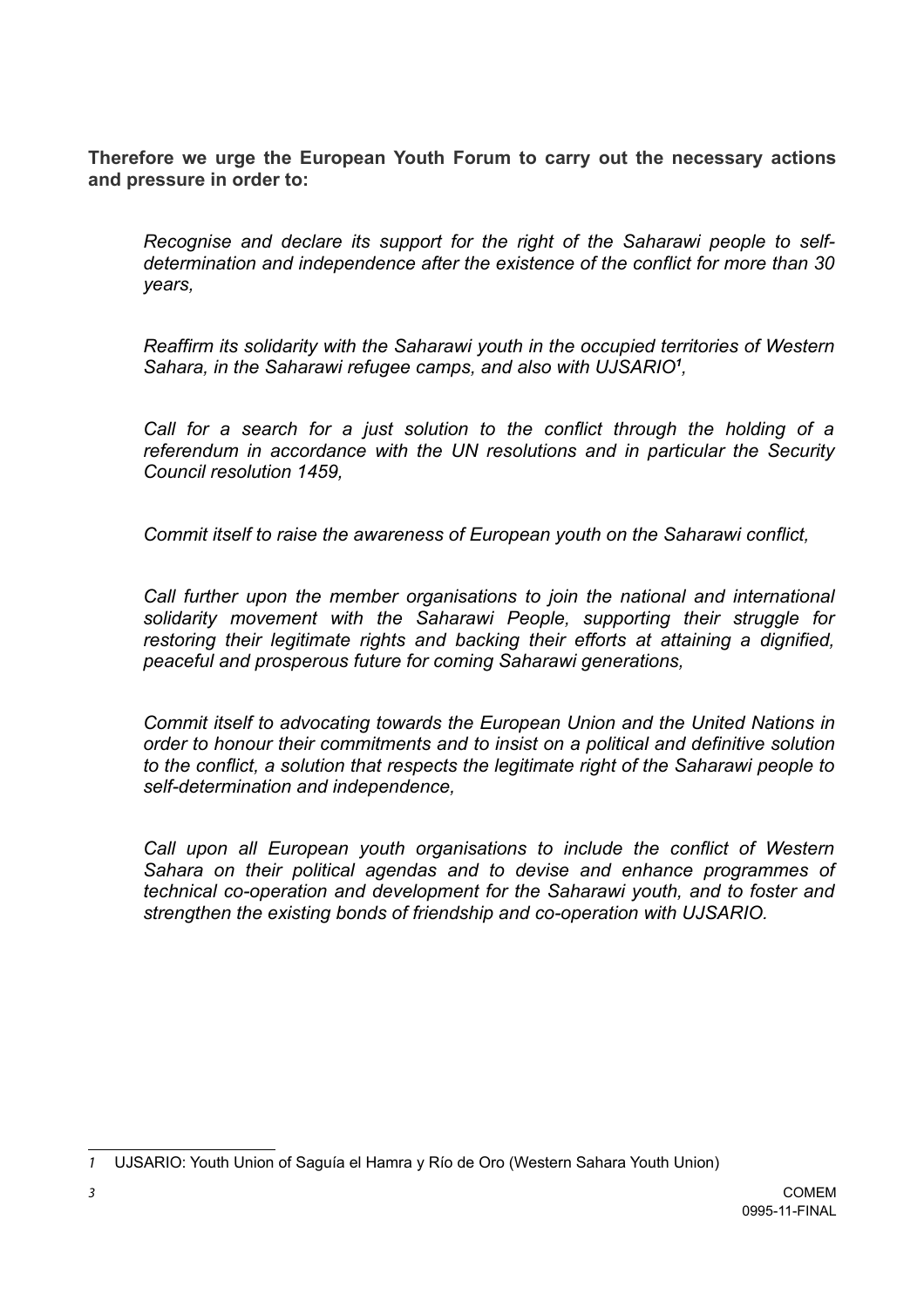**Therefore we urge the European Youth Forum to carry out the necessary actions and pressure in order to:**

*Recognise and declare its support for the right of the Saharawi people to self-determination and independence after the existence of the conflict for more than 30 years,*

*Reaffirm its solidarity with the Saharawi youth in the occupied territories of Western Sahara, in the Saharawi refugee camps, and also with UJSARIO[1],*

*Call for a search for a just solution to the conflict through the holding of a referendum in accordance with the UN resolutions and in particular the Security Council resolution 1459,*

*Commit itself to raise the awareness of European youth on the Saharawi conflict,*

*Call further upon the member organisations to join the national and international solidarity movement with the Saharawi People, supporting their struggle for restoring their legitimate rights and backing their efforts at attaining a dignified, peaceful and prosperous future for coming Saharawi generations,*

*Commit itself to advocating towards the European Union and the United Nations in order to honour their commitments and to insist on a political and definitive solution to the conflict, a solution that respects the legitimate right of the Saharawi people to self-determination and independence,*

*Call upon all European youth organisations to include the conflict of Western Sahara on their political agendas and to devise and enhance programmes of technical co-operation and development for the Saharawi youth, and to foster and strengthen the existing bonds of friendship and co-operation with UJSARIO.*

---

1 UJSARIO: Youth Union of Saguía el Hamra y Río de Oro (Western Sahara Youth Union)